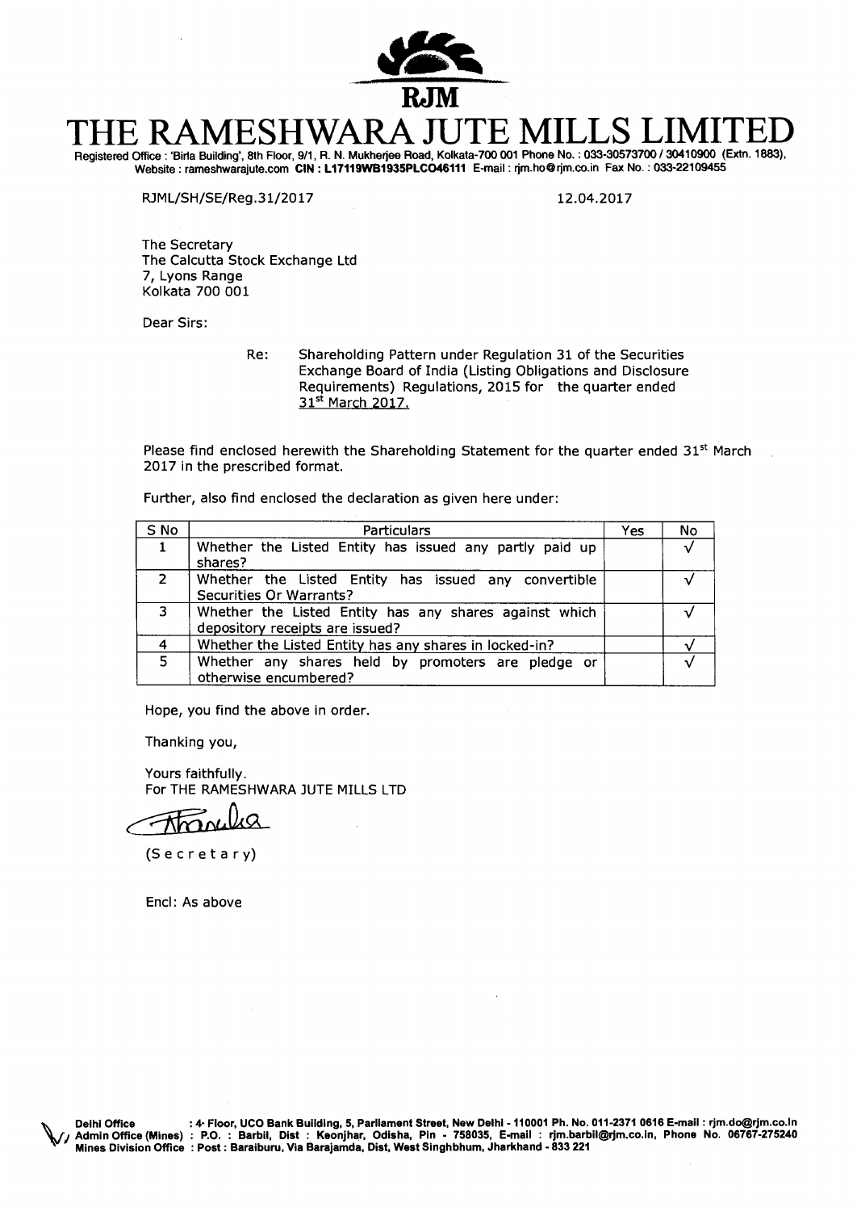RJM

# THE RAMESHWARA JUTE MILLS LIMITED

Registered Office : 'Birla Building', 8th Floor, 9/1, R. N. Mukherjee Road, Kolkata-700 001 Phone No. : 033-30573700 / 30410900 (Extn. 1883), Website : rameshwarajute.com CIN : L17119WB1935PLC046111 E-mail : rjm.ho@rjm.co.in Fax No. : 033-22109455

RJML/SH/SE/Reg.31/2017 12.04.2017

The Secretary
The Calcutta Stock Exchange Ltd
7, Lyons Range
Kolkata 700 001

Dear Sirs:

Re: Shareholding Pattern under Regulation 31 of the Securities Exchange Board of India (Listing Obligations and Disclosure Requirements) Regulations, 2015 for the quarter ended 31st March 2017.

Please find enclosed herewith the Shareholding Statement for the quarter ended 31st March 2017 in the prescribed format.

Further, also find enclosed the declaration as given here under:

| S No | Particulars | Yes | No |
|---|---|---|---|
| 1 | Whether the Listed Entity has issued any partly paid up shares? | | √ |
| 2 | Whether the Listed Entity has issued any convertible Securities Or Warrants? | | √ |
| 3 | Whether the Listed Entity has any shares against which depository receipts are issued? | | √ |
| 4 | Whether the Listed Entity has any shares in locked-in? | | √ |
| 5 | Whether any shares held by promoters are pledge or otherwise encumbered? | | √ |

Hope, you find the above in order.

Thanking you,

Yours faithfully.
For THE RAMESHWARA JUTE MILLS LTD

(Secretary)

Encl: As above

Delhi Office : 4th Floor, UCO Bank Building, 5, Parliament Street, New Delhi - 110001 Ph. No. 011-2371 0616 E-mail : rjm.do@rjm.co.in
Admin Office (Mines) : P.O. : Barbil, Dist : Keonjhar, Odisha, Pin - 758035, E-mail : rjm.barbil@rjm.co.in, Phone No. 06767-275240
Mines Division Office : Post : Baraiburu, Via Barajamda, Dist, West Singhbhum, Jharkhand - 833 221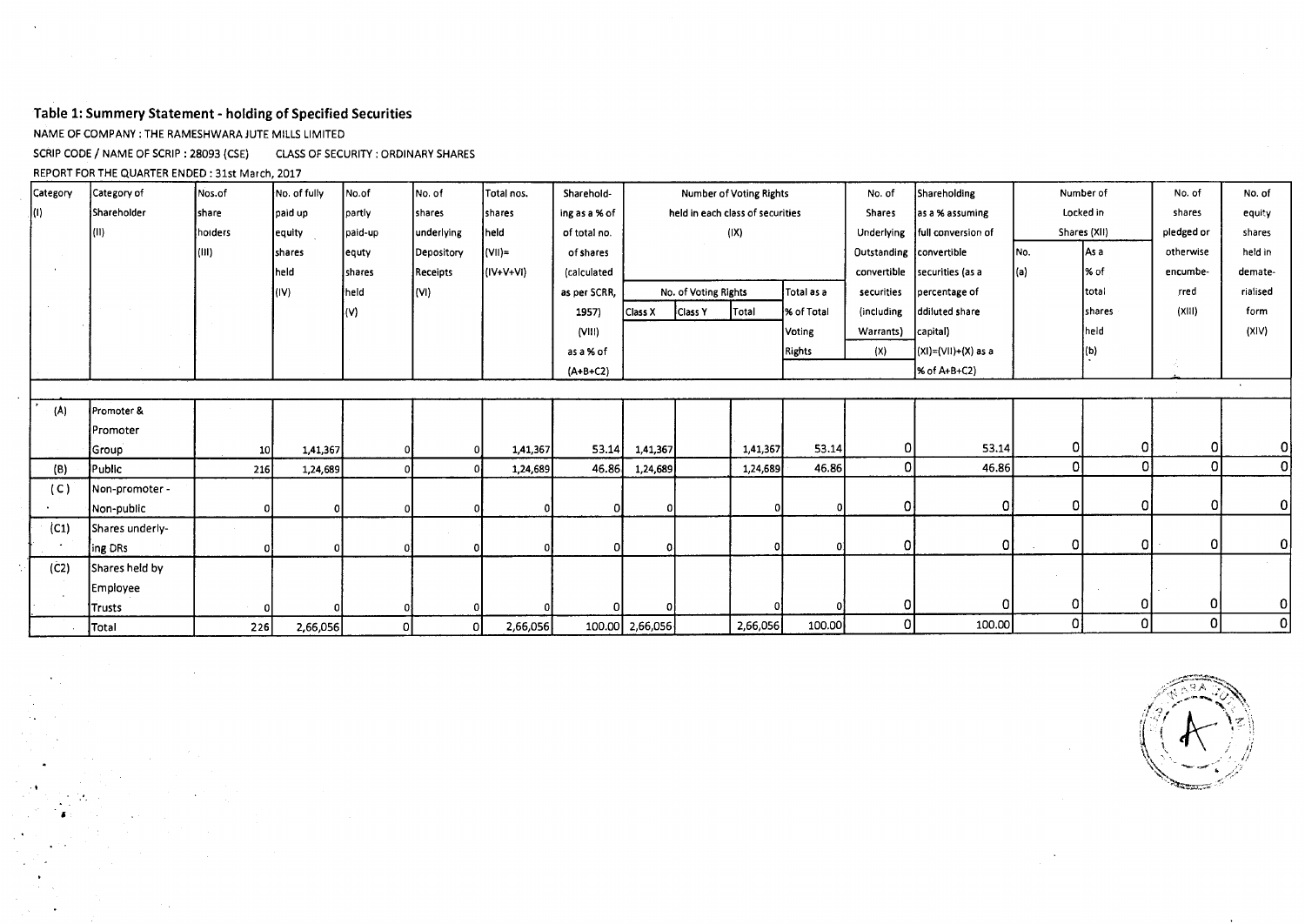## Table 1: Summery Statement - holding of Specified Securities

NAME OF COMPANY : THE RAMESHWARA JUTE MILLS LIMITED

SCRIP CODE / NAME OF SCRIP : 28093 (CSE)    CLASS OF SECURITY : ORDINARY SHARES

REPORT FOR THE QUARTER ENDED : 31st March, 2017

| Category (I) | Category of Shareholder (II) | Nos.of share holders (III) | No. of fully paid up equity shares held (IV) | No.of partly paid-up equty shares held (V) | No. of shares underlying Depository Receipts (VI) | Total nos. shares held (VII)= (IV+V+VI) | Sharehold-ing as a % of of total no. of shares (calculated as per SCRR, 1957) (VIII) as a % of (A+B+C2) | Number of Voting Rights held in each class of securities (IX) | | | | No. of Shares Underlying Outstanding convertible securities (including Warrants) (X) | Shareholding as a % assuming full conversion of convertible securities (as a percentage of ddiluted share capital) (XI)=(VII)+(X) as a % of A+B+C2) | Number of Locked in Shares (XII) | | No. of shares pledged or otherwise encumbe-rred (XIII) | No. of equity shares held in demate-rialised form (XIV) |
|---|---|---|---|---|---|---|---|---|---|---|---|---|---|---|---|---|---|
| | | | | | | | | No. of Voting Rights | | | Total as a % of Total Voting Rights | | | No. (a) | As a % of total shares held (b) | | |
| | | | | | | | | Class X | Class Y | Total | | | | | | | |
| (A) | Promoter & Promoter Group | 10 | 1,41,367 | 0 | 0 | 1,41,367 | 53.14 | 1,41,367 | | 1,41,367 | 53.14 | 0 | 53.14 | 0 | 0 | 0 | 0 |
| (B) | Public | 216 | 1,24,689 | 0 | 0 | 1,24,689 | 46.86 | 1,24,689 | | 1,24,689 | 46.86 | 0 | 46.86 | 0 | 0 | 0 | 0 |
| (C) | Non-promoter - Non-public | 0 | 0 | 0 | 0 | 0 | 0 | 0 | | 0 | 0 | 0 | 0 | 0 | 0 | 0 | 0 |
| (C1) | Shares underly-ing DRs | 0 | 0 | 0 | 0 | 0 | 0 | 0 | | 0 | 0 | 0 | 0 | 0 | 0 | 0 | 0 |
| (C2) | Shares held by Employee Trusts | 0 | 0 | 0 | 0 | 0 | 0 | 0 | | 0 | 0 | 0 | 0 | 0 | 0 | 0 | 0 |
| | Total | 226 | 2,66,056 | 0 | 0 | 2,66,056 | 100.00 | 2,66,056 | | 2,66,056 | 100.00 | 0 | 100.00 | 0 | 0 | 0 | 0 |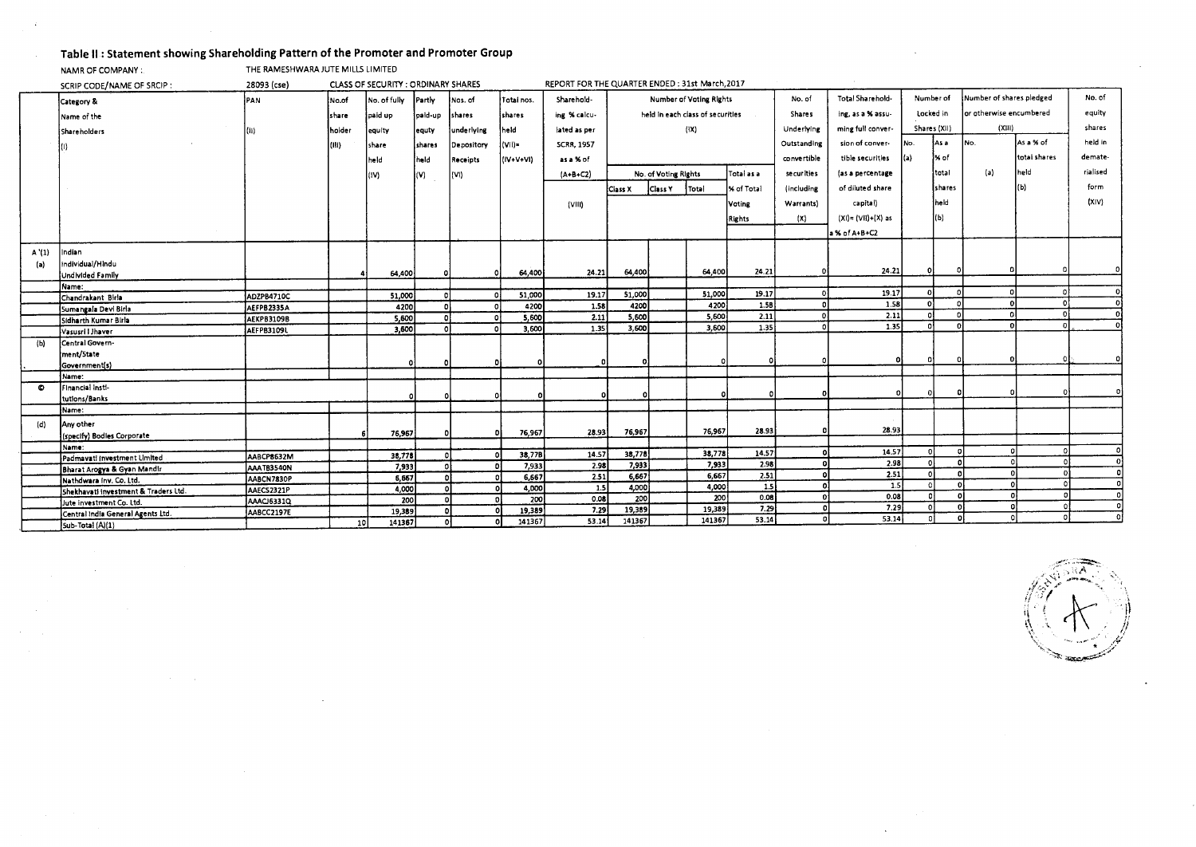## Table II : Statement showing Shareholding Pattern of the Promoter and Promoter Group

NAMR OF COMPANY : THE RAMESHWARA JUTE MILLS LIMITED

SCRIP CODE/NAME OF SRCIP : 28093 (cse) CLASS OF SECURITY : ORDINARY SHARES REPORT FOR THE QUARTER ENDED : 31st March,2017

| | Category & Name of the Shareholders (I) | PAN (II) | No.of share holder (III) | No. of fully paid up equity share held (IV) | Partly paid-up equty shares held (V) | Nos. of shares underlying Depository Receipts (VI) | Total nos. shares held (VII)= (IV+V+VI) | Shareholding % calculated as per SCRR, 1957 as a % of (A+B+C2) (VIII) | Number of Voting Rights held in each class of securities (IX) | | | | No. of Shares Underlying Outstanding convertible securities (including Warrants) (X) | Total Shareholding, as a % assuming full conversion of convertible securities (as a percentage of diluted share capital) (XI)= (VII)+(X) as a % of A+B+C2 | Number of Locked in Shares (XII) | | Number of shares pledged or otherwise encumbered (XIII) | | No. of equity shares held in dematerialised form (XIV) |
|---|---|---|---|---|---|---|---|---|---|---|---|---|---|---|---|---|---|---|---|
| | | | | | | | | | No. of Voting Rights | | | Total as a % of Total Voting Rights | | | No. (a) | As a % of total shares held (b) | No. (a) | As a % of total shares held (b) | |
| | | | | | | | | | Class X | Class Y | Total | | | | | | | | |
| A '(1) | Indian | | | | | | | | | | | | | | | | | | |
| (a) | Individual/Hindu Undivided Family | | 4 | 64,400 | 0 | 0 | 64,400 | 24.21 | 64,400 | | 64,400 | 24.21 | 0 | 24.21 | 0 | 0 | 0 | 0 | 0 |
| | Name: | | | | | | | | | | | | | | | | | | |
| | Chandrakant Birla | ADZPB4710C | | 51,000 | 0 | 0 | 51,000 | 19.17 | 51,000 | | 51,000 | 19.17 | 0 | 19.17 | 0 | 0 | 0 | 0 | 0 |
| | Sumangala Devi Birla | AEFPB2335A | | 4200 | 0 | 0 | 4200 | 1.58 | 4200 | | 4200 | 1.58 | 0 | 1.58 | 0 | 0 | 0 | 0 | 0 |
| | Sidharth Kumar Birla | AEKPB3109B | | 5,600 | 0 | 0 | 5,600 | 2.11 | 5,600 | | 5,600 | 2.11 | 0 | 2.11 | 0 | 0 | 0 | 0 | 0 |
| | Vasusri I Jhaver | AEFPB3109L | | 3,600 | 0 | 0 | 3,600 | 1.35 | 3,600 | | 3,600 | 1.35 | 0 | 1.35 | 0 | 0 | 0 | 0 | 0 |
| (b) | Central Government/State Government(s) | | | 0 | 0 | 0 | 0 | 0 | 0 | | 0 | 0 | 0 | 0 | 0 | 0 | 0 | 0 | 0 |
| | Name: | | | | | | | | | | | | | | | | | | |
| © | Financial institutions/Banks | | | 0 | 0 | 0 | 0 | 0 | 0 | | 0 | 0 | 0 | 0 | 0 | 0 | 0 | 0 | 0 |
| | Name: | | | | | | | | | | | | | | | | | | |
| (d) | Any other (specify) Bodies Corporate | | 6 | 76,967 | 0 | 0 | 76,967 | 28.93 | 76,967 | | 76,967 | 28.93 | 0 | 28.93 | | | | | |
| | Name: | | | | | | | | | | | | | | | | | | |
| | Padmavati Investment Limited | AABCP8632M | | 38,778 | 0 | 0 | 38,778 | 14.57 | 38,778 | | 38,778 | 14.57 | 0 | 14.57 | 0 | 0 | 0 | 0 | 0 |
| | Bharat Arogya & Gyan Mandir | AAATB3540N | | 7,933 | 0 | 0 | 7,933 | 2.98 | 7,933 | | 7,933 | 2.98 | 0 | 2.98 | 0 | 0 | 0 | 0 | 0 |
| | Nathdwara Inv. Co. Ltd. | AABCN7830P | | 6,667 | 0 | 0 | 6,667 | 2.51 | 6,667 | | 6,667 | 2.51 | 0 | 2.51 | 0 | 0 | 0 | 0 | 0 |
| | Shekhavati Investment & Traders Ltd. | AAECS2321P | | 4,000 | 0 | 0 | 4,000 | 1.5 | 4,000 | | 4,000 | 1.5 | 0 | 1.5 | 0 | 0 | 0 | 0 | 0 |
| | Jute Investment Co. Ltd. | AAACJ6331Q | | 200 | 0 | 0 | 200 | 0.08 | 200 | | 200 | 0.08 | 0 | 0.08 | 0 | 0 | 0 | 0 | 0 |
| | Central India General Agents Ltd. | AABCC2197E | | 19,389 | 0 | 0 | 19,389 | 7.29 | 19,389 | | 19,389 | 7.29 | 0 | 7.29 | 0 | 0 | 0 | 0 | 0 |
| | Sub-Total (A)(1) | | 10 | 141367 | 0 | 0 | 141367 | 53.14 | 141367 | | 141367 | 53.14 | 0 | 53.14 | 0 | 0 | 0 | 0 | 0 |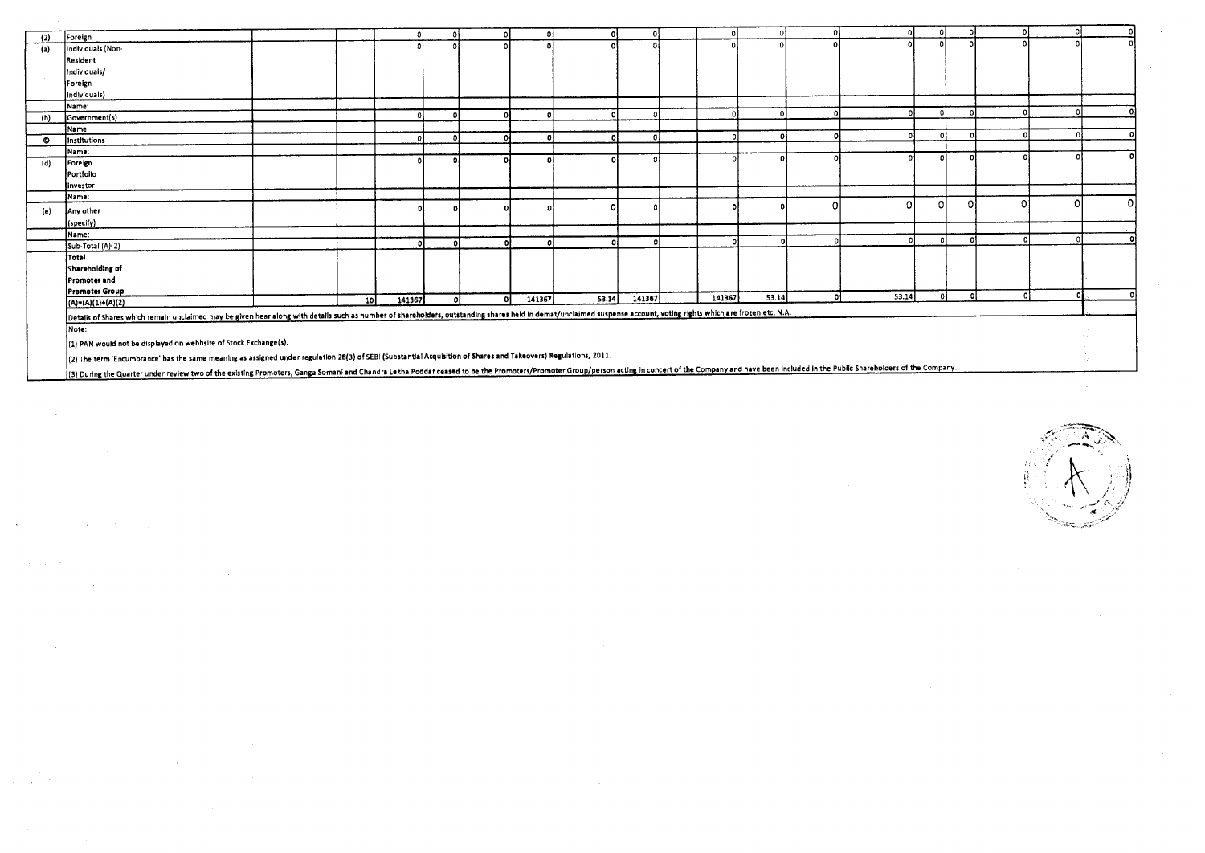| (2) | Foreign | | | 0 | 0 | 0 | 0 | 0 | 0 | | 0 | 0 | 0 | 0 | 0 | 0 | 0 | 0 | 0 |
|---|---|---|---|---|---|---|---|---|---|---|---|---|---|---|---|---|---|---|---|
| (a) | Individuals (Non-Resident Individuals/ Foreign Individuals) | | | 0 | 0 | 0 | 0 | 0 | 0 | | 0 | 0 | 0 | 0 | 0 | 0 | 0 | 0 | 0 |
| | Name: | | | | | | | | | | | | | | | | | | |
| (b) | Government(s) | | | 0 | 0 | 0 | 0 | 0 | 0 | | 0 | 0 | 0 | 0 | 0 | 0 | 0 | 0 | 0 |
| | Name: | | | | | | | | | | | | | | | | | | |
| © | Institutions | | | 0 | 0 | 0 | 0 | 0 | 0 | | 0 | 0 | 0 | 0 | 0 | 0 | 0 | 0 | 0 |
| | Name: | | | | | | | | | | | | | | | | | | |
| (d) | Foreign Portfolio Investor | | | 0 | 0 | 0 | 0 | 0 | 0 | | 0 | 0 | 0 | 0 | 0 | 0 | 0 | 0 | 0 |
| | Name: | | | | | | | | | | | | | | | | | | |
| (e) | Any other (specify) | | | 0 | 0 | 0 | 0 | 0 | 0 | | 0 | 0 | 0 | 0 | 0 | 0 | 0 | 0 | 0 |
| | Name: | | | | | | | | | | | | | | | | | | |
| | Sub-Total (A)(2) | | | 0 | 0 | 0 | 0 | 0 | 0 | | 0 | 0 | 0 | 0 | 0 | 0 | 0 | 0 | 0 |
| | Total Shareholding of Promoter and Promoter Group (A)=(A)(1)+(A)(2) | | 10 | 141367 | 0 | 0 | 141367 | 53.14 | 141367 | | 141367 | 53.14 | 0 | 53.14 | 0 | 0 | 0 | 0 | 0 |

Details of Shares which remain unclaimed may be given hear along with details such as number of shareholders, outstanding shares held in demat/unclaimed suspense account, voting rights which are frozen etc. N.A.

Note:

(1) PAN would not be displayed on webhsite of Stock Exchange(s).

(2) The term 'Encumbrance' has the same meaning as assigned under regulation 28(3) of SEBI (Substantial Acquisition of Shares and Takeovers) Regulations, 2011.

(3) During the Quarter under review two of the existing Promoters, Ganga Somani and Chandra Lekha Poddar ceased to be the Promoters/Promoter Group/person acting in concert of the Company and have been included in the Public Shareholders of the Company.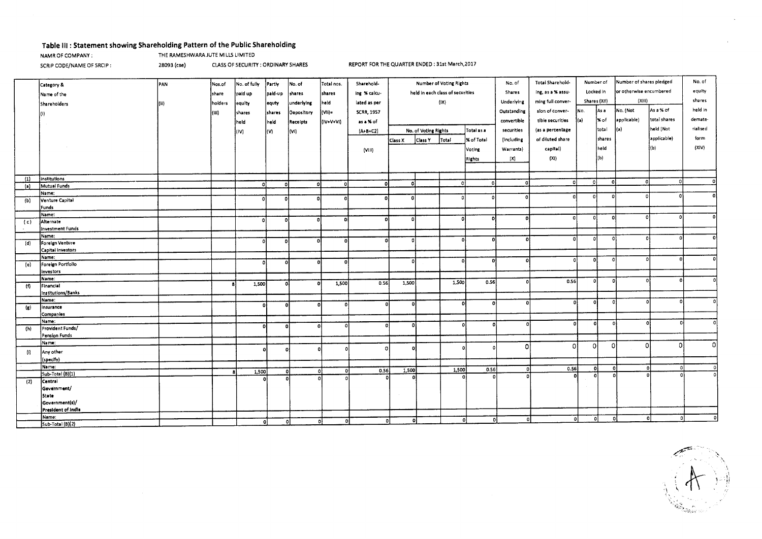## Table III : Statement showing Shareholding Pattern of the Public Shareholding

NAMR OF COMPANY : THE RAMESHWARA JUTE MILLS LIMITED

SCRIP CODE/NAME OF SRCIP : 28093 (cse) CLASS OF SECURITY : ORDINARY SHARES REPORT FOR THE QUARTER ENDED : 31st March,2017

| | Category & Name of the Shareholders (I) | PAN (II) | Nos.of share holders (III) | No. of fully paid up equity shares held (IV) | Partly paid-up equty shares held (V) | No. of shares underlying Depository Receipts (VI) | Total nos. shares held (VII)= (IV+V+VI) | Sharehold-ing % calcu-lated as per SCRR, 1957 as a % of (A+B+C2) (VIII) | Number of Voting Rights held in each class of securities (IX) | | | | No. of Shares Underlying Outstanding convertible securities (Including Warrants) (X) | Total Sharehold-ing, as a % assu-ming full conver-sion of conver-tible securities (as a percentage of diluted share capital) (XI) | Number of Locked in Shares (XII) | | Number of shares pledged or otherwise encumbered (XIII) | | No. of equity shares held in demate-rialised form (XIV) |
|---|---|---|---|---|---|---|---|---|---|---|---|---|---|---|---|---|---|---|---|
| | | | | | | | | | No. of Voting Rights | | | Total as a % of Total Voting Rights | | | No. (a) | As a % of total shares held (b) | No. (Not applicable) (a) | As a % of total shares held (Not applicable) (b) | |
| | | | | | | | | | Class X | Class Y | Total | | | | | | | | |
| (1) | Institutions | | | | | | | | | | | | | | | | | | |
| (a) | Mutual Funds | | | 0 | 0 | 0 | 0 | 0 | 0 | | 0 | 0 | 0 | 0 | 0 | 0 | 0 | 0 | 0 |
| | Name: | | | | | | | | | | | | | | | | | | |
| (b) | Venture Capital Funds | | | 0 | 0 | 0 | 0 | 0 | 0 | | 0 | 0 | 0 | 0 | 0 | 0 | 0 | 0 | 0 |
| | Name: | | | | | | | | | | | | | | | | | | |
| (c) | Alternate Investment Funds | | | 0 | 0 | 0 | 0 | 0 | 0 | | 0 | 0 | 0 | 0 | 0 | 0 | 0 | 0 | 0 |
| | Name: | | | | | | | | | | | | | | | | | | |
| (d) | Foreign Venture Capital Investors | | | 0 | 0 | 0 | 0 | 0 | 0 | | 0 | 0 | 0 | 0 | 0 | 0 | 0 | 0 | 0 |
| | Name: | | | | | | | | | | | | | | | | | | |
| (e) | Foreign Portfolio Investors | | | 0 | 0 | 0 | 0 | | 0 | | 0 | 0 | 0 | 0 | 0 | 0 | 0 | 0 | 0 |
| | Name: | | | | | | | | | | | | | | | | | | |
| (f) | Financial Institutions/Banks | | 8 | 1,500 | 0 | 0 | 1,500 | 0.56 | 1,500 | | 1,500 | 0.56 | 0 | 0.56 | 0 | 0 | 0 | 0 | 0 |
| | Name: | | | | | | | | | | | | | | | | | | |
| (g) | Insurance Companies | | | 0 | 0 | 0 | 0 | 0 | 0 | | 0 | 0 | 0 | 0 | 0 | 0 | 0 | 0 | 0 |
| | Name: | | | | | | | | | | | | | | | | | | |
| (h) | Provident Funds/ Pension Funds | | | 0 | 0 | 0 | 0 | 0 | 0 | | 0 | 0 | 0 | 0 | 0 | 0 | 0 | 0 | 0 |
| | Name: | | | | | | | | | | | | | | | | | | |
| (i) | Any other (specify) | | | 0 | 0 | 0 | 0 | 0 | 0 | | 0 | 0 | 0 | 0 | 0 | 0 | 0 | 0 | 0 |
| | Name: | | | | | | | | | | | | | | | | | | |
| | Sub-Total (B)(1) | | 8 | 1,500 | 0 | 0 | 0 | 0.56 | 1,500 | | 1,500 | 0.56 | 0 | 0.56 | 0 | 0 | 0 | 0 | 0 |
| (2) | Central Government/ State Government(s)/ President of India | | | 0 | 0 | 0 | 0 | 0 | 0 | | 0 | 0 | 0 | 0 | 0 | 0 | 0 | 0 | 0 |
| | Name: | | | | | | | | | | | | | | | | | | |
| | Sub-Total (B)(2) | | | 0 | 0 | 0 | 0 | 0 | 0 | | 0 | 0 | 0 | 0 | 0 | 0 | 0 | 0 | 0 |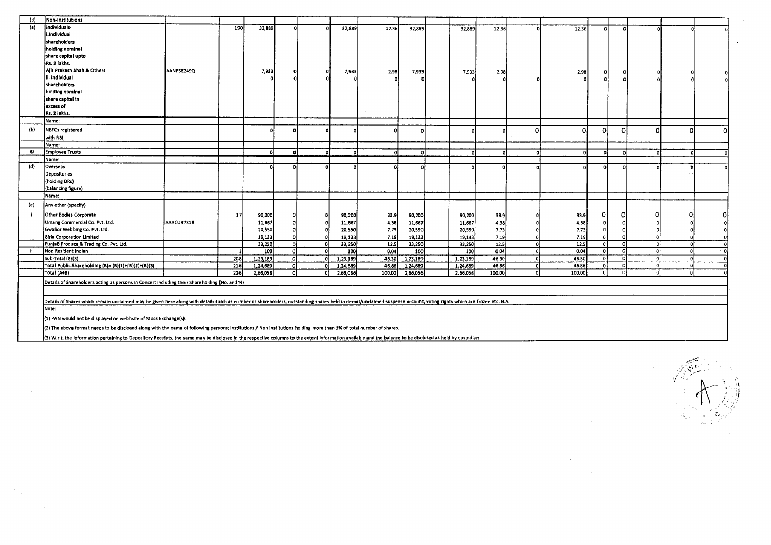| (3) | Non-Institutions | | | | | | | | | | | | | | | | | | |
|---|---|---|---|---|---|---|---|---|---|---|---|---|---|---|---|---|---|---|---|
| (a) | Individuals- i.Individual shareholders holding nominal share capital upto Rs. 2 lakhs. | | 190 | 32,889 | 0 | 0 | 32,889 | 12.36 | 32,889 | | 32,889 | 12.36 | 0 | 12.36 | 0 | 0 | 0 | 0 | 0 |
| | Ajit Prakash Shah & Others | AANPS8249Q | | 7,933 | 0 | 0 | 7,933 | 2.98 | 7,933 | | 7,933 | 2.98 | | 2.98 | 0 | 0 | 0 | 0 | 0 |
| | ii. Individual shareholders holding nominal share capital in excess of Rs. 2 lakhs. | | | 0 | 0 | 0 | 0 | 0 | 0 | | 0 | 0 | 0 | 0 | 0 | 0 | 0 | 0 | 0 |
| | Name: | | | | | | | | | | | | | | | | | | |
| (b) | NBFCs registered with RBI | | | 0 | 0 | 0 | 0 | 0 | 0 | | 0 | 0 | 0 | 0 | 0 | 0 | 0 | 0 | 0 |
| | Name: | | | | | | | | | | | | | | | | | | |
| (c) | Employee Trusts | | | 0 | 0 | 0 | 0 | 0 | 0 | | 0 | 0 | 0 | 0 | 0 | 0 | 0 | 0 | 0 |
| | Name: | | | | | | | | | | | | | | | | | | |
| (d) | Overseas Depositories (holding DRs) (balancing figure) | | | 0 | 0 | 0 | 0 | 0 | 0 | | 0 | 0 | 0 | 0 | 0 | 0 | 0 | 0 | 0 |
| | Name: | | | | | | | | | | | | | | | | | | |
| (e) | Any other (specify) | | | | | | | | | | | | | | | | | | |
| i | Other Bodies Corporate | | 17 | 90,200 | 0 | 0 | 90,200 | 33.9 | 90,200 | | 90,200 | 33.9 | 0 | 33.9 | 0 | 0 | 0 | 0 | 0 |
| | Umang Commercial Co. Pvt. Ltd. | AAACU3731B | | 11,667 | 0 | 0 | 11,667 | 4.38 | 11,667 | | 11,667 | 4.38 | 0 | 4.38 | 0 | 0 | 0 | 0 | 0 |
| | Gwalior Webbing Co. Pvt. Ltd. | | | 20,550 | 0 | 0 | 20,550 | 7.73 | 20,550 | | 20,550 | 7.73 | 0 | 7.73 | 0 | 0 | 0 | 0 | 0 |
| | Birla Corporation Limited | | | 19,133 | 0 | 0 | 19,133 | 7.19 | 19,133 | | 19,133 | 7.19 | 0 | 7.19 | 0 | 0 | 0 | 0 | 0 |
| | Punjab Produce & Trading Co. Pvt. Ltd. | | | 33,250 | 0 | 0 | 33,250 | 12.5 | 33,250 | | 33,250 | 12.5 | 0 | 12.5 | 0 | 0 | 0 | 0 | 0 |
| ii | Non Resident Indian | | 1 | 100 | 0 | 0 | 100 | 0.04 | 100 | | 100 | 0.04 | 0 | 0.04 | 0 | 0 | 0 | 0 | 0 |
| | Sub-Total (B)(3) | | 208 | 1,23,189 | 0 | 0 | 1,23,189 | 46.30 | 1,23,189 | | 1,23,189 | 46.30 | 0 | 46.30 | 0 | 0 | 0 | 0 | 0 |
| | Total Public Shareholding (B)= (B)(1)+(B)(2)+(B)(3) | | 216 | 1,24,689 | 0 | 0 | 1,24,689 | 46.86 | 1,24,689 | | 1,24,689 | 46.86 | 0 | 46.86 | 0 | 0 | 0 | 0 | 0 |
| | Total (A+B) | | 226 | 2,66,056 | 0 | 0 | 2,66,056 | 100.00 | 2,66,056 | | 2,66,056 | 100.00 | 0 | 100.00 | 0 | 0 | 0 | 0 | 0 |

Details of Shareholders acting as persons in Concert including their Shareholding (No. and %)

Details of Shares which remain unclaimed may be given here along with details such as number of shareholders, outstanding shares held in demat/unclaimed suspense account, voting rights which are frozen etc. N.A.

Note:

(1) PAN would not be displayed on website of Stock Exchange(s).

(2) The above format needs to be disclosed along with the name of following persons; Institutions / Non Institutions holding more than 1% of total number of shares.

(3) W.r.t. the information pertaining to Depository Receipts, the same may be disclosed in the respective columns to the extent information available and the balance to be disclosed as held by custodian.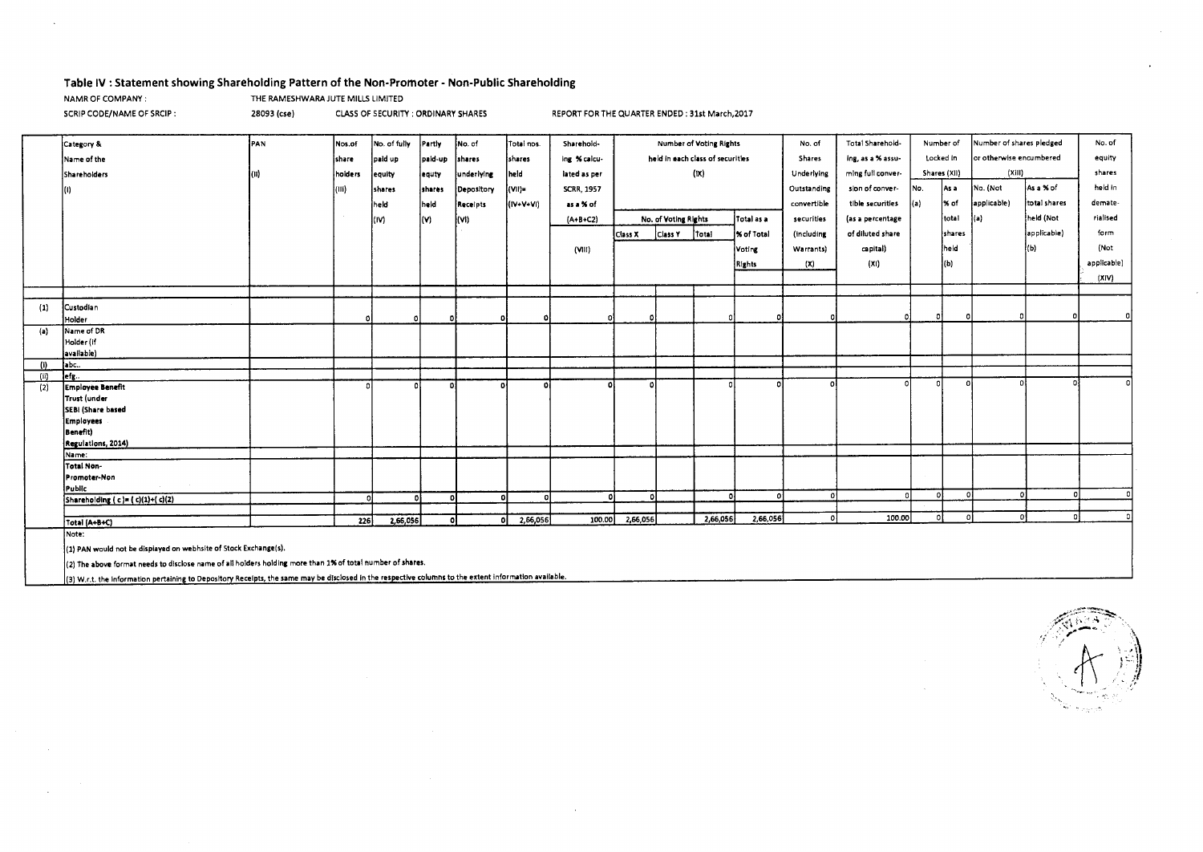## Table IV : Statement showing Shareholding Pattern of the Non-Promoter - Non-Public Shareholding

NAMR OF COMPANY : THE RAMESHWARA JUTE MILLS LIMITED

SCRIP CODE/NAME OF SRCIP : 28093 (cse) CLASS OF SECURITY : ORDINARY SHARES REPORT FOR THE QUARTER ENDED : 31st March,2017

| | Category & Name of the Shareholders (I) | PAN (II) | Nos.of share holders (III) | No. of fully paid up equity shares held (IV) | Partly paid-up equty shares held (V) | No. of shares underlying Depository Receipts (VI) | Total nos. shares held (VII)= (IV+V+VI) | Sharehold-ing % calcu-lated as per SCRR, 1957 as a % of (A+B+C2) (VIII) | Number of Voting Rights held in each class of securities (IX) | | | | No. of Shares Underlying Outstanding convertible securities (including Warrants) (X) | Total Sharehold-ing, as a % assu-ming full conver-sion of conver-tible securities (as a percentage of diluted share capital) (XI) | Number of Locked in Shares (XII) | | Number of shares pledged or otherwise encumbered (XIII) | | No. of equity shares held in demate-rialised form (Not applicable) (XIV) |
|---|---|---|---|---|---|---|---|---|---|---|---|---|---|---|---|---|---|---|---|
| | | | | | | | | | No. of Voting Rights | | | Total as a % of Total Voting Rights | | | No. (a) | As a % of total shares held (b) | No. (Not applicable) (a) | As a % of total shares held (Not applicable) (b) | |
| | | | | | | | | | Class X | Class Y | Total | | | | | | | | |
| (1) | Custodian Holder | | 0 | 0 | 0 | 0 | 0 | 0 | 0 | | 0 | 0 | 0 | 0 | 0 | 0 | 0 | 0 | 0 |
| (a) | Name of DR Holder (if available) | | | | | | | | | | | | | | | | | | |
| (i) | abc.. | | | | | | | | | | | | | | | | | | |
| (ii) | efg.. | | | | | | | | | | | | | | | | | | |
| (2) | Employee Benefit Trust (under SEBI (Share based Employees Benefit) Regulations, 2014) | | 0 | 0 | 0 | 0 | 0 | 0 | 0 | | 0 | 0 | 0 | 0 | 0 | 0 | 0 | 0 | 0 |
| | Name: | | | | | | | | | | | | | | | | | | |
| | Total Non-Promoter-Non Public Shareholding ( c )= ( c)(1)+( c)(2) | | 0 | 0 | 0 | 0 | 0 | 0 | 0 | | 0 | 0 | 0 | 0 | 0 | 0 | 0 | 0 | 0 |
| | Total (A+B+C) | | 226 | 2,66,056 | 0 | 0 | 2,66,056 | 100.00 | 2,66,056 | | 2,66,056 | 2,66,056 | 0 | 100.00 | 0 | 0 | 0 | 0 | 0 |

Note:

(1) PAN would not be displayed on website of Stock Exchange(s).

(2) The above format needs to disclose name of all holders holding more than 1% of total number of shares.

(3) W.r.t. the information pertaining to Depository Receipts, the same may be disclosed in the respective columns to the extent information available.